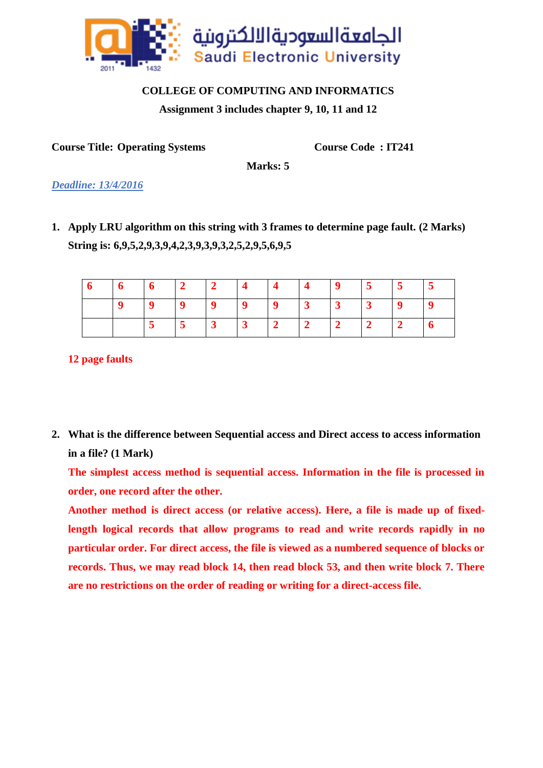الجامعة السعودية الالكترونية
Saudi Electronic University

**COLLEGE OF COMPUTING AND INFORMATICS**

**Assignment 3 includes chapter 9, 10, 11 and 12**

**Course Title: Operating Systems** **Course Code : IT241**

**Marks: 5**

***Deadline: 13/4/2016***

1. **Apply LRU algorithm on this string with 3 frames to determine page fault. (2 Marks)**
   **String is: 6,9,5,2,9,3,9,4,2,3,9,3,9,3,2,5,2,9,5,6,9,5**

| 6 | 6 | 6 | 2 | 2 | 4 | 4 | 4 | 9 | 5 | 5 | 5 |
|---|---|---|---|---|---|---|---|---|---|---|---|
|  | 9 | 9 | 9 | 9 | 9 | 9 | 3 | 3 | 3 | 9 | 9 |
|  |  | 5 | 5 | 3 | 3 | 2 | 2 | 2 | 2 | 2 | 6 |

**12 page faults**

2. **What is the difference between Sequential access and Direct access to access information in a file? (1 Mark)**

   **The simplest access method is sequential access. Information in the file is processed in order, one record after the other.**

   **Another method is direct access (or relative access). Here, a file is made up of fixed-length logical records that allow programs to read and write records rapidly in no particular order. For direct access, the file is viewed as a numbered sequence of blocks or records. Thus, we may read block 14, then read block 53, and then write block 7. There are no restrictions on the order of reading or writing for a direct-access file.**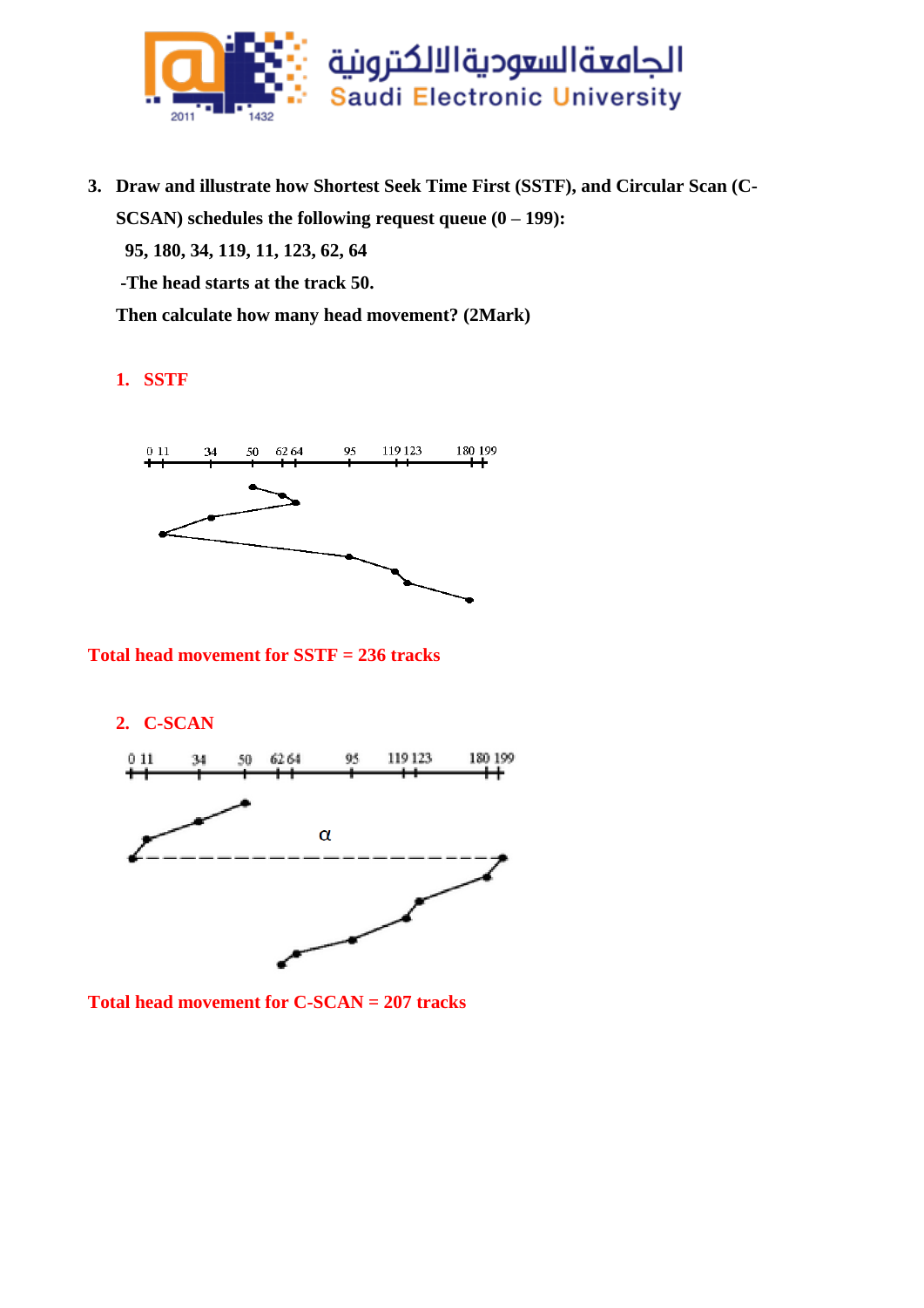3. **Draw and illustrate how Shortest Seek Time First (SSTF), and Circular Scan (C-SCSAN) schedules the following request queue (0 – 199):**

   **95, 180, 34, 119, 11, 123, 62, 64**

   **-The head starts at the track 50.**

   **Then calculate how many head movement? (2Mark)**

1. **SSTF**

0 11 34 50 62 64 95 119 123 180 199

**Total head movement for SSTF = 236 tracks**

2. **C-SCAN**

0 11 34 50 62 64 95 119 123 180 199

α

**Total head movement for C-SCAN = 207 tracks**